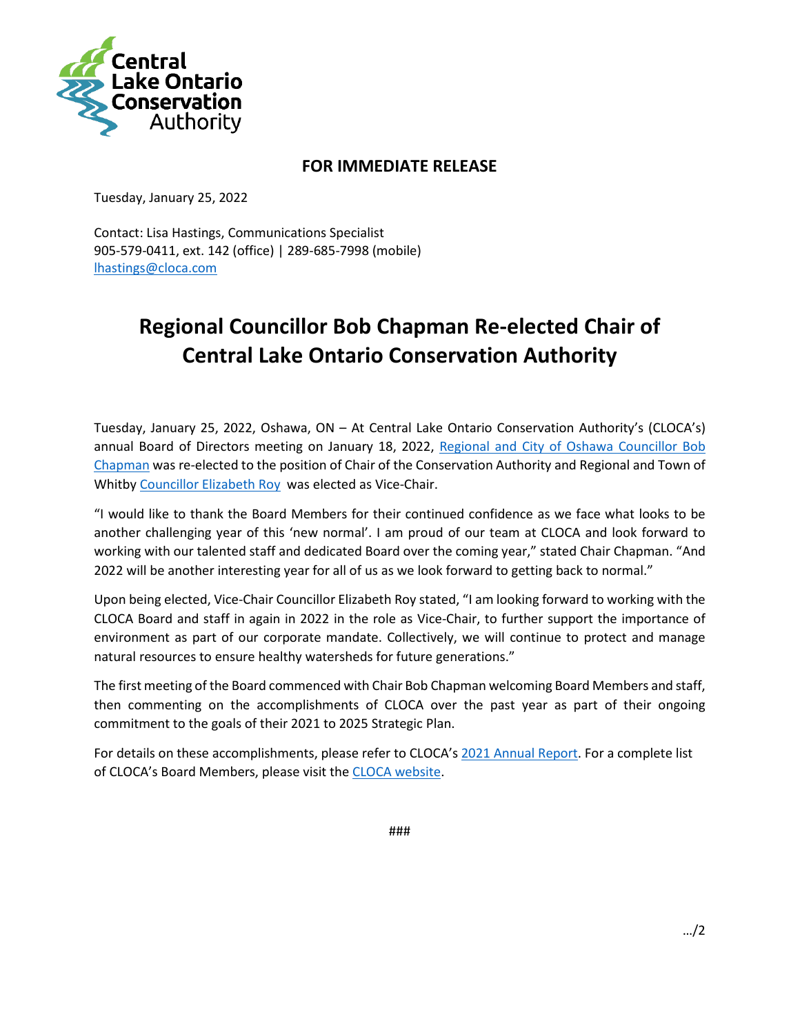**FOR IMMEDIATE RELEASE**

Tuesday, January 25, 2022

Contact: Lisa Hastings, Communications Specialist
905-579-0411, ext. 142 (office) | 289-685-7998 (mobile)
lhastings@cloca.com

# Regional Councillor Bob Chapman Re-elected Chair of Central Lake Ontario Conservation Authority

Tuesday, January 25, 2022, Oshawa, ON – At Central Lake Ontario Conservation Authority's (CLOCA's) annual Board of Directors meeting on January 18, 2022, Regional and City of Oshawa Councillor Bob Chapman was re-elected to the position of Chair of the Conservation Authority and Regional and Town of Whitby Councillor Elizabeth Roy was elected as Vice-Chair.

"I would like to thank the Board Members for their continued confidence as we face what looks to be another challenging year of this 'new normal'. I am proud of our team at CLOCA and look forward to working with our talented staff and dedicated Board over the coming year," stated Chair Chapman. "And 2022 will be another interesting year for all of us as we look forward to getting back to normal."

Upon being elected, Vice-Chair Councillor Elizabeth Roy stated, "I am looking forward to working with the CLOCA Board and staff in again in 2022 in the role as Vice-Chair, to further support the importance of environment as part of our corporate mandate. Collectively, we will continue to protect and manage natural resources to ensure healthy watersheds for future generations."

The first meeting of the Board commenced with Chair Bob Chapman welcoming Board Members and staff, then commenting on the accomplishments of CLOCA over the past year as part of their ongoing commitment to the goals of their 2021 to 2025 Strategic Plan.

For details on these accomplishments, please refer to CLOCA's 2021 Annual Report. For a complete list of CLOCA's Board Members, please visit the CLOCA website.

###

…/2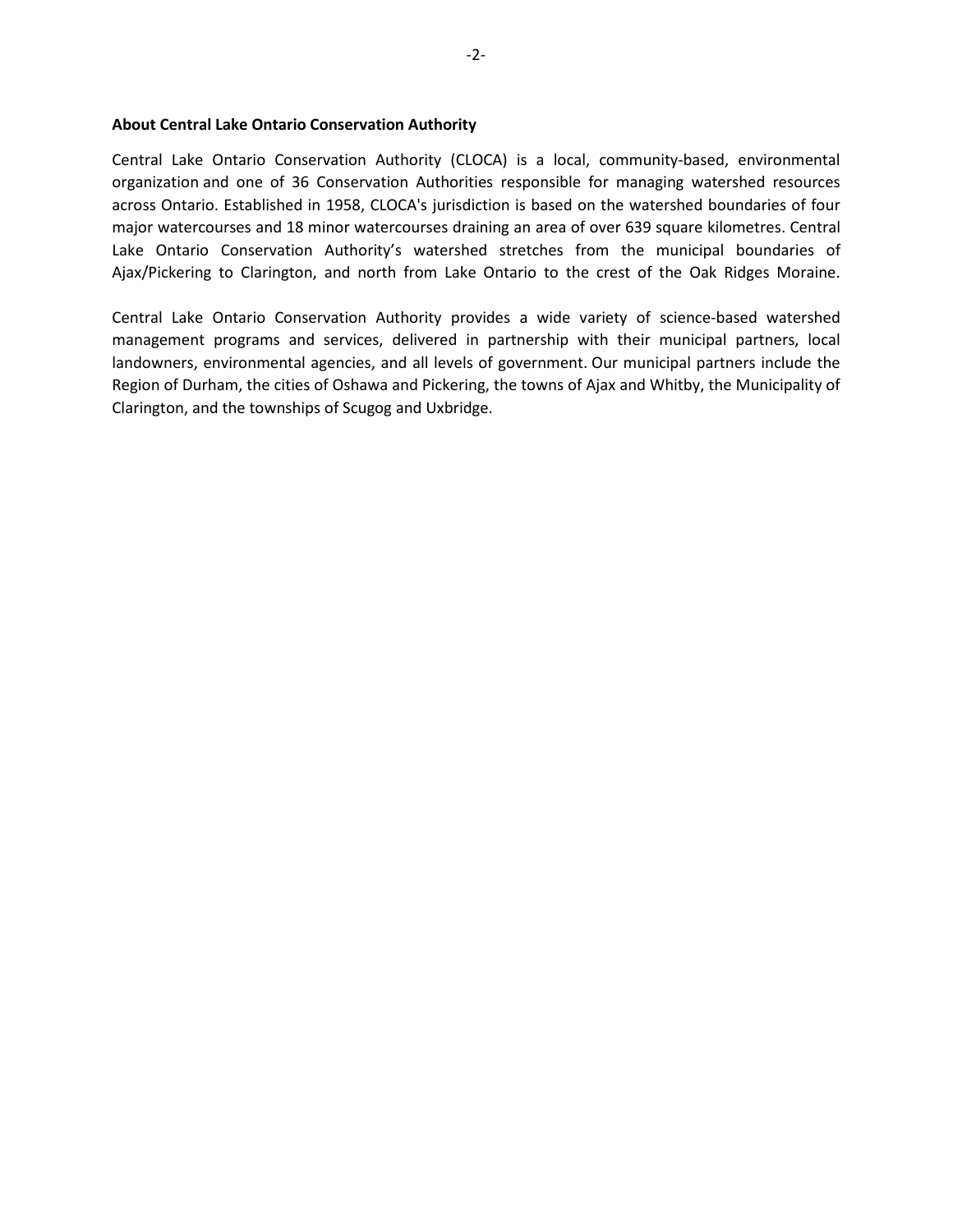**About Central Lake Ontario Conservation Authority**

Central Lake Ontario Conservation Authority (CLOCA) is a local, community-based, environmental organization and one of 36 Conservation Authorities responsible for managing watershed resources across Ontario. Established in 1958, CLOCA's jurisdiction is based on the watershed boundaries of four major watercourses and 18 minor watercourses draining an area of over 639 square kilometres. Central Lake Ontario Conservation Authority's watershed stretches from the municipal boundaries of Ajax/Pickering to Clarington, and north from Lake Ontario to the crest of the Oak Ridges Moraine.

Central Lake Ontario Conservation Authority provides a wide variety of science-based watershed management programs and services, delivered in partnership with their municipal partners, local landowners, environmental agencies, and all levels of government. Our municipal partners include the Region of Durham, the cities of Oshawa and Pickering, the towns of Ajax and Whitby, the Municipality of Clarington, and the townships of Scugog and Uxbridge.